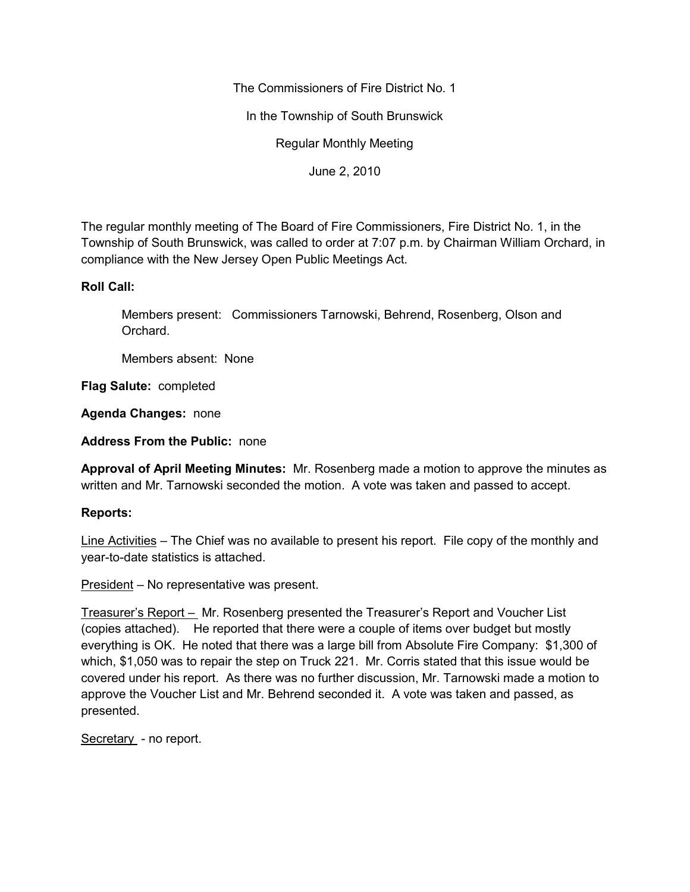The Commissioners of Fire District No. 1

In the Township of South Brunswick

Regular Monthly Meeting

June 2, 2010

The regular monthly meeting of The Board of Fire Commissioners, Fire District No. 1, in the Township of South Brunswick, was called to order at 7:07 p.m. by Chairman William Orchard, in compliance with the New Jersey Open Public Meetings Act.

**Roll Call:**

Members present: Commissioners Tarnowski, Behrend, Rosenberg, Olson and Orchard.

Members absent: None

**Flag Salute:** completed

**Agenda Changes:** none

**Address From the Public:** none

**Approval of April Meeting Minutes:** Mr. Rosenberg made a motion to approve the minutes as written and Mr. Tarnowski seconded the motion. A vote was taken and passed to accept.

**Reports:**

Line Activities – The Chief was no available to present his report. File copy of the monthly and year-to-date statistics is attached.

President – No representative was present.

Treasurer's Report – Mr. Rosenberg presented the Treasurer's Report and Voucher List (copies attached). He reported that there were a couple of items over budget but mostly everything is OK. He noted that there was a large bill from Absolute Fire Company: $1,300 of which, $1,050 was to repair the step on Truck 221. Mr. Corris stated that this issue would be covered under his report. As there was no further discussion, Mr. Tarnowski made a motion to approve the Voucher List and Mr. Behrend seconded it. A vote was taken and passed, as presented.

Secretary - no report.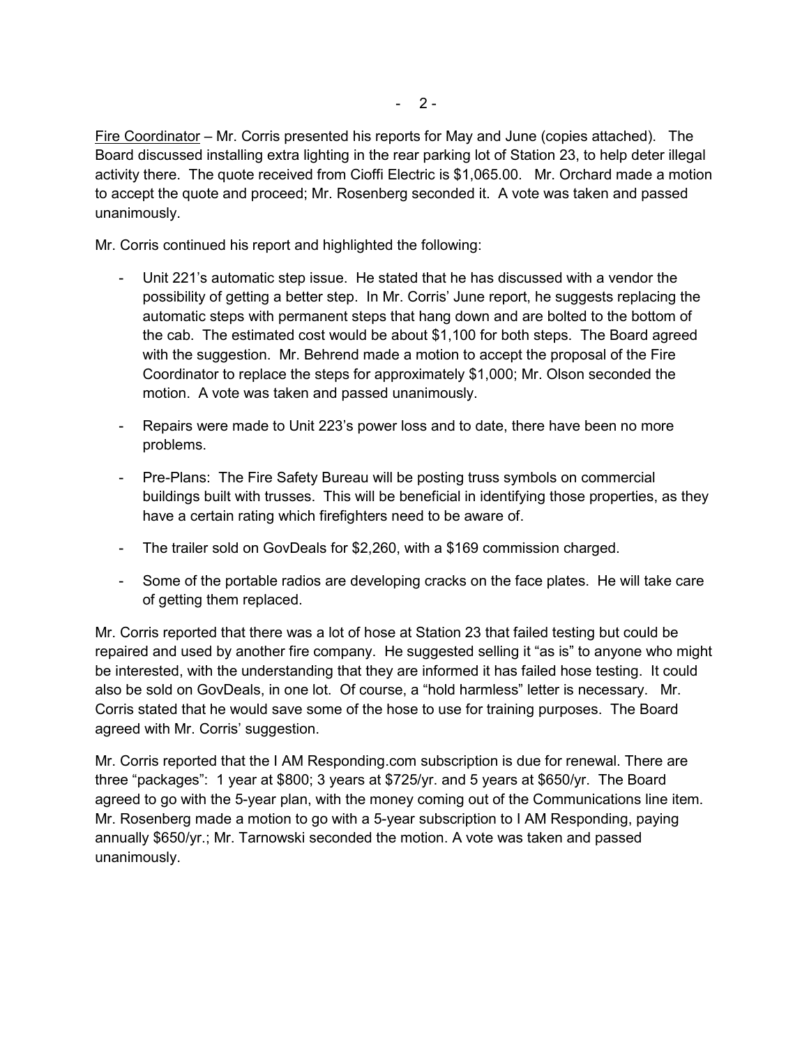Fire Coordinator – Mr. Corris presented his reports for May and June (copies attached). The Board discussed installing extra lighting in the rear parking lot of Station 23, to help deter illegal activity there. The quote received from Cioffi Electric is $1,065.00. Mr. Orchard made a motion to accept the quote and proceed; Mr. Rosenberg seconded it. A vote was taken and passed unanimously.

Mr. Corris continued his report and highlighted the following:

- Unit 221's automatic step issue. He stated that he has discussed with a vendor the possibility of getting a better step. In Mr. Corris' June report, he suggests replacing the automatic steps with permanent steps that hang down and are bolted to the bottom of the cab. The estimated cost would be about $1,100 for both steps. The Board agreed with the suggestion. Mr. Behrend made a motion to accept the proposal of the Fire Coordinator to replace the steps for approximately $1,000; Mr. Olson seconded the motion. A vote was taken and passed unanimously.
- Repairs were made to Unit 223's power loss and to date, there have been no more problems.
- Pre-Plans: The Fire Safety Bureau will be posting truss symbols on commercial buildings built with trusses. This will be beneficial in identifying those properties, as they have a certain rating which firefighters need to be aware of.
- The trailer sold on GovDeals for $2,260, with a $169 commission charged.
- Some of the portable radios are developing cracks on the face plates. He will take care of getting them replaced.

Mr. Corris reported that there was a lot of hose at Station 23 that failed testing but could be repaired and used by another fire company. He suggested selling it "as is" to anyone who might be interested, with the understanding that they are informed it has failed hose testing. It could also be sold on GovDeals, in one lot. Of course, a "hold harmless" letter is necessary. Mr. Corris stated that he would save some of the hose to use for training purposes. The Board agreed with Mr. Corris' suggestion.

Mr. Corris reported that the I AM Responding.com subscription is due for renewal. There are three "packages": 1 year at $800; 3 years at $725/yr. and 5 years at $650/yr. The Board agreed to go with the 5-year plan, with the money coming out of the Communications line item. Mr. Rosenberg made a motion to go with a 5-year subscription to I AM Responding, paying annually $650/yr.; Mr. Tarnowski seconded the motion. A vote was taken and passed unanimously.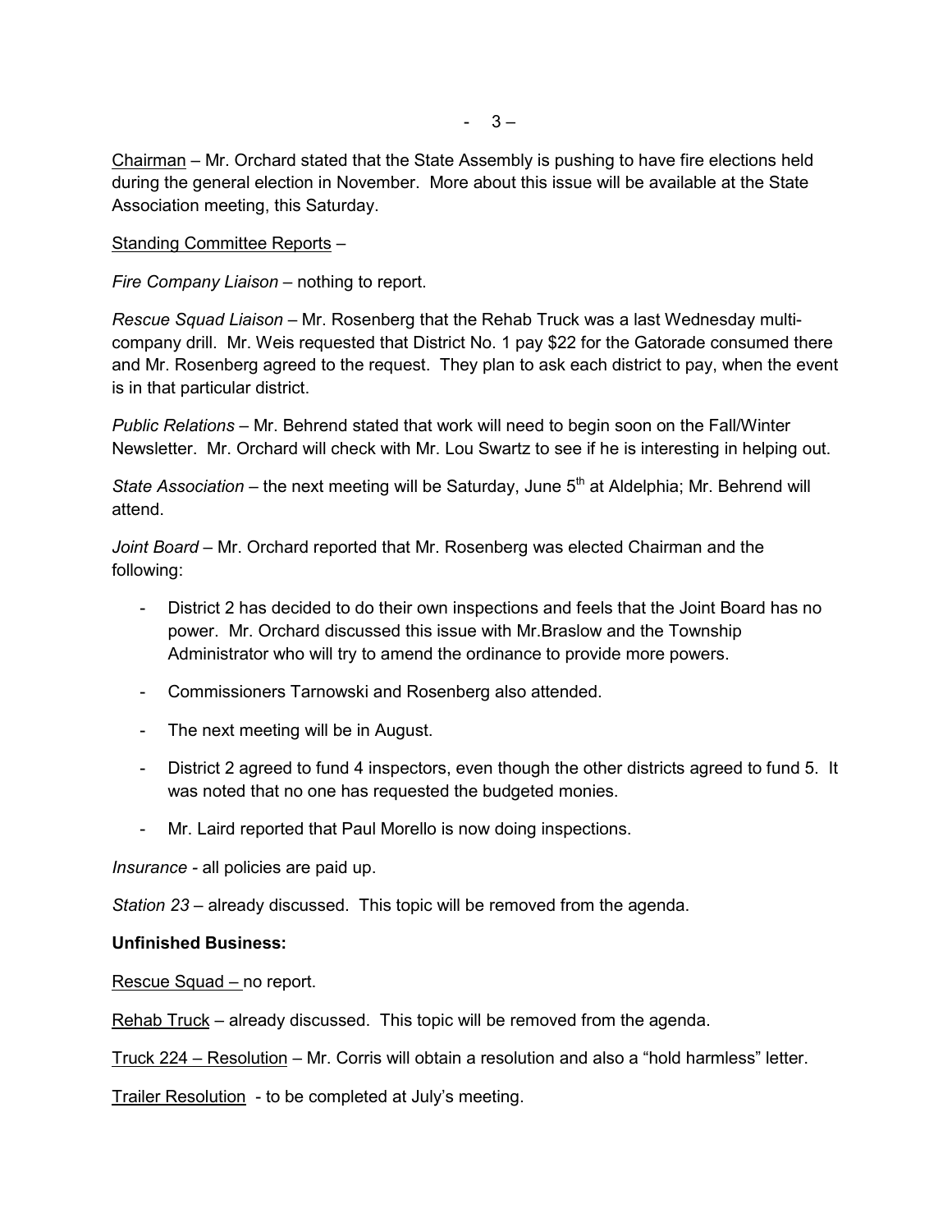Chairman – Mr. Orchard stated that the State Assembly is pushing to have fire elections held during the general election in November. More about this issue will be available at the State Association meeting, this Saturday.

Standing Committee Reports –

*Fire Company Liaison* – nothing to report.

*Rescue Squad Liaison* – Mr. Rosenberg that the Rehab Truck was a last Wednesday multi-company drill. Mr. Weis requested that District No. 1 pay $22 for the Gatorade consumed there and Mr. Rosenberg agreed to the request. They plan to ask each district to pay, when the event is in that particular district.

*Public Relations* – Mr. Behrend stated that work will need to begin soon on the Fall/Winter Newsletter. Mr. Orchard will check with Mr. Lou Swartz to see if he is interesting in helping out.

*State Association* – the next meeting will be Saturday, June 5th at Aldelphia; Mr. Behrend will attend.

*Joint Board* – Mr. Orchard reported that Mr. Rosenberg was elected Chairman and the following:

- District 2 has decided to do their own inspections and feels that the Joint Board has no power. Mr. Orchard discussed this issue with Mr.Braslow and the Township Administrator who will try to amend the ordinance to provide more powers.
- Commissioners Tarnowski and Rosenberg also attended.
- The next meeting will be in August.
- District 2 agreed to fund 4 inspectors, even though the other districts agreed to fund 5. It was noted that no one has requested the budgeted monies.
- Mr. Laird reported that Paul Morello is now doing inspections.

*Insurance* - all policies are paid up.

*Station 23* – already discussed. This topic will be removed from the agenda.

**Unfinished Business:**

Rescue Squad – no report.

Rehab Truck – already discussed. This topic will be removed from the agenda.

Truck 224 – Resolution – Mr. Corris will obtain a resolution and also a "hold harmless" letter.

Trailer Resolution - to be completed at July's meeting.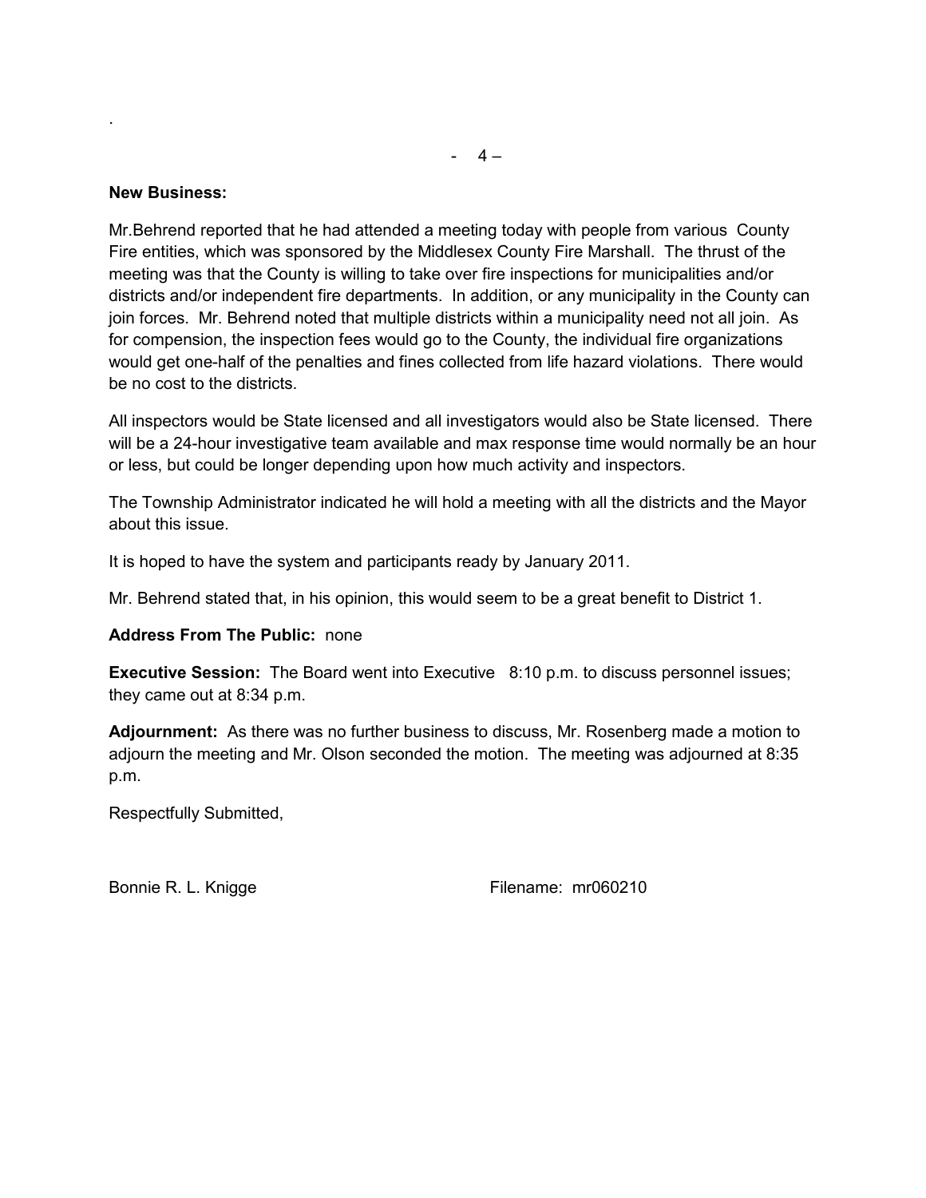.

**New Business:**

Mr.Behrend reported that he had attended a meeting today with people from various County Fire entities, which was sponsored by the Middlesex County Fire Marshall. The thrust of the meeting was that the County is willing to take over fire inspections for municipalities and/or districts and/or independent fire departments. In addition, or any municipality in the County can join forces. Mr. Behrend noted that multiple districts within a municipality need not all join. As for compension, the inspection fees would go to the County, the individual fire organizations would get one-half of the penalties and fines collected from life hazard violations. There would be no cost to the districts.

All inspectors would be State licensed and all investigators would also be State licensed. There will be a 24-hour investigative team available and max response time would normally be an hour or less, but could be longer depending upon how much activity and inspectors.

The Township Administrator indicated he will hold a meeting with all the districts and the Mayor about this issue.

It is hoped to have the system and participants ready by January 2011.

Mr. Behrend stated that, in his opinion, this would seem to be a great benefit to District 1.

**Address From The Public:** none

**Executive Session:** The Board went into Executive 8:10 p.m. to discuss personnel issues; they came out at 8:34 p.m.

**Adjournment:** As there was no further business to discuss, Mr. Rosenberg made a motion to adjourn the meeting and Mr. Olson seconded the motion. The meeting was adjourned at 8:35 p.m.

Respectfully Submitted,

Bonnie R. L. Knigge Filename: mr060210